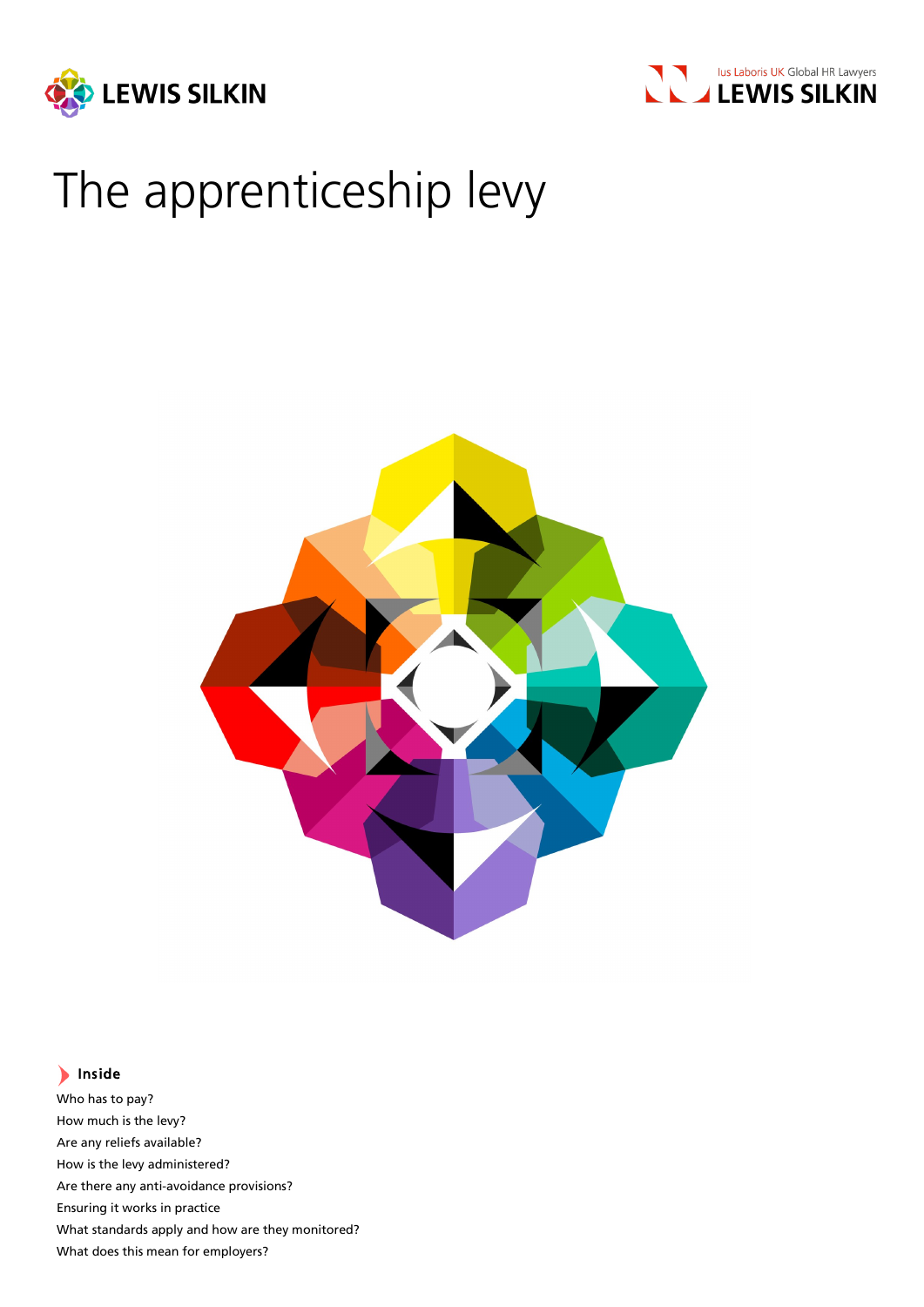# The apprenticeship levy

## Inside

- Who has to pay?
- How much is the levy?
- Are any reliefs available?
- How is the levy administered?
- Are there any anti-avoidance provisions?
- Ensuring it works in practice
- What standards apply and how are they monitored?
- What does this mean for employers?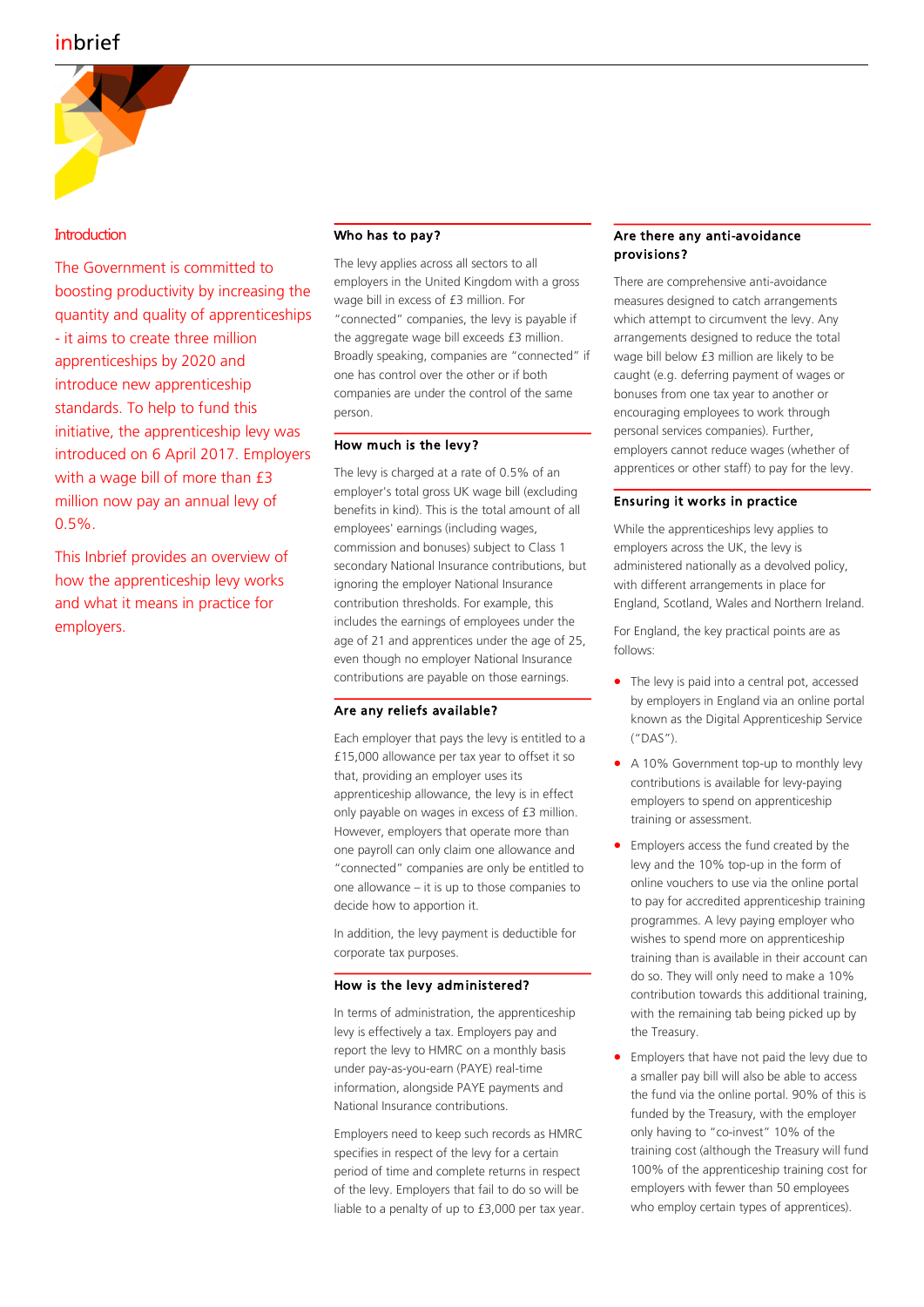## Introduction

The Government is committed to boosting productivity by increasing the quantity and quality of apprenticeships - it aims to create three million apprenticeships by 2020 and introduce new apprenticeship standards. To help to fund this initiative, the apprenticeship levy was introduced on 6 April 2017. Employers with a wage bill of more than £3 million now pay an annual levy of 0.5%.

This Inbrief provides an overview of how the apprenticeship levy works and what it means in practice for employers.

### Who has to pay?

The levy applies across all sectors to all employers in the United Kingdom with a gross wage bill in excess of £3 million. For "connected" companies, the levy is payable if the aggregate wage bill exceeds £3 million. Broadly speaking, companies are "connected" if one has control over the other or if both companies are under the control of the same person.

### How much is the levy?

The levy is charged at a rate of 0.5% of an employer's total gross UK wage bill (excluding benefits in kind). This is the total amount of all employees' earnings (including wages, commission and bonuses) subject to Class 1 secondary National Insurance contributions, but ignoring the employer National Insurance contribution thresholds. For example, this includes the earnings of employees under the age of 21 and apprentices under the age of 25, even though no employer National Insurance contributions are payable on those earnings.

### Are any reliefs available?

Each employer that pays the levy is entitled to a £15,000 allowance per tax year to offset it so that, providing an employer uses its apprenticeship allowance, the levy is in effect only payable on wages in excess of £3 million. However, employers that operate more than one payroll can only claim one allowance and "connected" companies are only be entitled to one allowance – it is up to those companies to decide how to apportion it.

In addition, the levy payment is deductible for corporate tax purposes.

### How is the levy administered?

In terms of administration, the apprenticeship levy is effectively a tax. Employers pay and report the levy to HMRC on a monthly basis under pay-as-you-earn (PAYE) real-time information, alongside PAYE payments and National Insurance contributions.

Employers need to keep such records as HMRC specifies in respect of the levy for a certain period of time and complete returns in respect of the levy. Employers that fail to do so will be liable to a penalty of up to £3,000 per tax year.

### Are there any anti-avoidance provisions?

There are comprehensive anti-avoidance measures designed to catch arrangements which attempt to circumvent the levy. Any arrangements designed to reduce the total wage bill below £3 million are likely to be caught (e.g. deferring payment of wages or bonuses from one tax year to another or encouraging employees to work through personal services companies). Further, employers cannot reduce wages (whether of apprentices or other staff) to pay for the levy.

### Ensuring it works in practice

While the apprenticeships levy applies to employers across the UK, the levy is administered nationally as a devolved policy, with different arrangements in place for England, Scotland, Wales and Northern Ireland.

For England, the key practical points are as follows:

- The levy is paid into a central pot, accessed by employers in England via an online portal known as the Digital Apprenticeship Service ("DAS").
- A 10% Government top-up to monthly levy contributions is available for levy-paying employers to spend on apprenticeship training or assessment.
- Employers access the fund created by the levy and the 10% top-up in the form of online vouchers to use via the online portal to pay for accredited apprenticeship training programmes. A levy paying employer who wishes to spend more on apprenticeship training than is available in their account can do so. They will only need to make a 10% contribution towards this additional training, with the remaining tab being picked up by the Treasury.
- Employers that have not paid the levy due to a smaller pay bill will also be able to access the fund via the online portal. 90% of this is funded by the Treasury, with the employer only having to "co-invest" 10% of the training cost (although the Treasury will fund 100% of the apprenticeship training cost for employers with fewer than 50 employees who employ certain types of apprentices).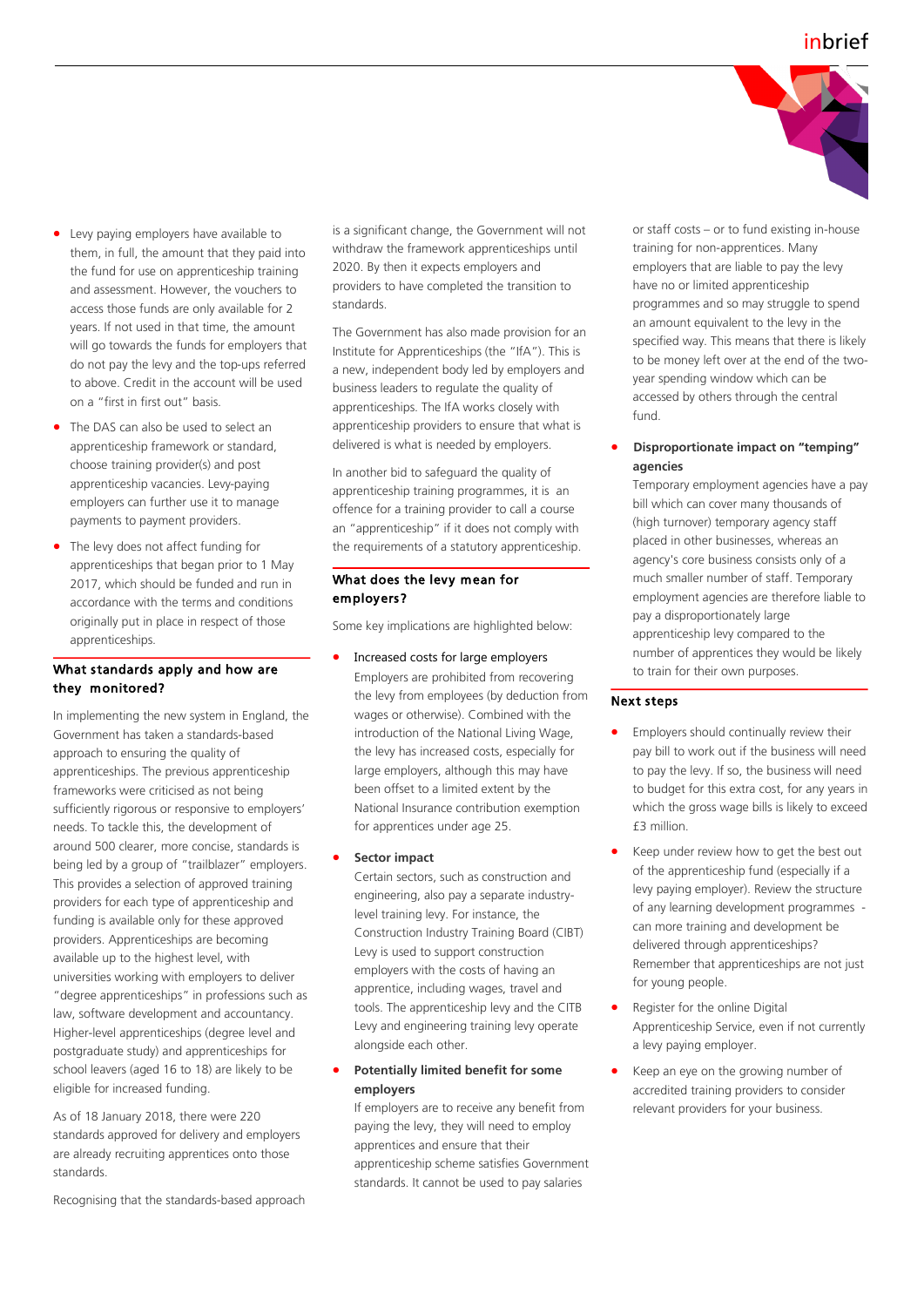- Levy paying employers have available to them, in full, the amount that they paid into the fund for use on apprenticeship training and assessment. However, the vouchers to access those funds are only available for 2 years. If not used in that time, the amount will go towards the funds for employers that do not pay the levy and the top-ups referred to above. Credit in the account will be used on a "first in first out" basis.
- The DAS can also be used to select an apprenticeship framework or standard, choose training provider(s) and post apprenticeship vacancies. Levy-paying employers can further use it to manage payments to payment providers.
- The levy does not affect funding for apprenticeships that began prior to 1 May 2017, which should be funded and run in accordance with the terms and conditions originally put in place in respect of those apprenticeships.

## What standards apply and how are they monitored?

In implementing the new system in England, the Government has taken a standards-based approach to ensuring the quality of apprenticeships. The previous apprenticeship frameworks were criticised as not being sufficiently rigorous or responsive to employers' needs. To tackle this, the development of around 500 clearer, more concise, standards is being led by a group of "trailblazer" employers. This provides a selection of approved training providers for each type of apprenticeship and funding is available only for these approved providers. Apprenticeships are becoming available up to the highest level, with universities working with employers to deliver "degree apprenticeships" in professions such as law, software development and accountancy. Higher-level apprenticeships (degree level and postgraduate study) and apprenticeships for school leavers (aged 16 to 18) are likely to be eligible for increased funding.

As of 18 January 2018, there were 220 standards approved for delivery and employers are already recruiting apprentices onto those standards.

Recognising that the standards-based approach is a significant change, the Government will not withdraw the framework apprenticeships until 2020. By then it expects employers and providers to have completed the transition to standards.

The Government has also made provision for an Institute for Apprenticeships (the "IfA"). This is a new, independent body led by employers and business leaders to regulate the quality of apprenticeships. The IfA works closely with apprenticeship providers to ensure that what is delivered is what is needed by employers.

In another bid to safeguard the quality of apprenticeship training programmes, it is an offence for a training provider to call a course an "apprenticeship" if it does not comply with the requirements of a statutory apprenticeship.

## What does the levy mean for employers?

Some key implications are highlighted below:

- Increased costs for large employers
  Employers are prohibited from recovering the levy from employees (by deduction from wages or otherwise). Combined with the introduction of the National Living Wage, the levy has increased costs, especially for large employers, although this may have been offset to a limited extent by the National Insurance contribution exemption for apprentices under age 25.
- **Sector impact**
  Certain sectors, such as construction and engineering, also pay a separate industry-level training levy. For instance, the Construction Industry Training Board (CIBT) Levy is used to support construction employers with the costs of having an apprentice, including wages, travel and tools. The apprenticeship levy and the CITB Levy and engineering training levy operate alongside each other.
- **Potentially limited benefit for some employers**
  If employers are to receive any benefit from paying the levy, they will need to employ apprentices and ensure that their apprenticeship scheme satisfies Government standards. It cannot be used to pay salaries or staff costs – or to fund existing in-house training for non-apprentices. Many employers that are liable to pay the levy have no or limited apprenticeship programmes and so may struggle to spend an amount equivalent to the levy in the specified way. This means that there is likely to be money left over at the end of the two-year spending window which can be accessed by others through the central fund.
- **Disproportionate impact on "temping" agencies**
  Temporary employment agencies have a pay bill which can cover many thousands of (high turnover) temporary agency staff placed in other businesses, whereas an agency's core business consists only of a much smaller number of staff. Temporary employment agencies are therefore liable to pay a disproportionately large apprenticeship levy compared to the number of apprentices they would be likely to train for their own purposes.

## Next steps

- Employers should continually review their pay bill to work out if the business will need to pay the levy. If so, the business will need to budget for this extra cost, for any years in which the gross wage bills is likely to exceed £3 million.
- Keep under review how to get the best out of the apprenticeship fund (especially if a levy paying employer). Review the structure of any learning development programmes - can more training and development be delivered through apprenticeships? Remember that apprenticeships are not just for young people.
- Register for the online Digital Apprenticeship Service, even if not currently a levy paying employer.
- Keep an eye on the growing number of accredited training providers to consider relevant providers for your business.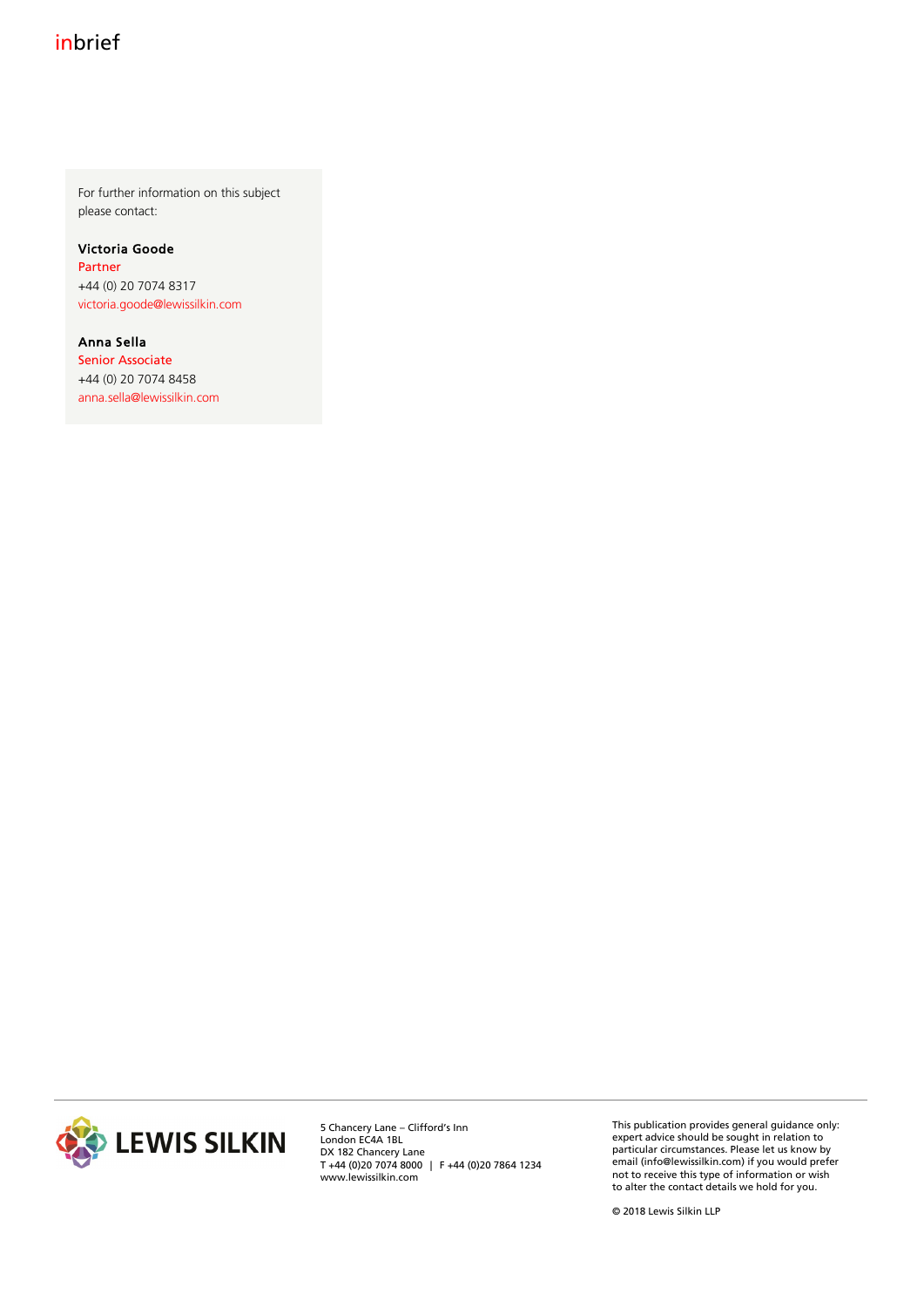For further information on this subject please contact:

**Victoria Goode**
Partner
+44 (0) 20 7074 8317
victoria.goode@lewissilkin.com

**Anna Sella**
Senior Associate
+44 (0) 20 7074 8458
anna.sella@lewissilkin.com

LEWIS SILKIN

5 Chancery Lane – Clifford's Inn
London EC4A 1BL
DX 182 Chancery Lane
T +44 (0)20 7074 8000 | F +44 (0)20 7864 1234
www.lewissilkin.com

This publication provides general guidance only: expert advice should be sought in relation to particular circumstances. Please let us know by email (info@lewissilkin.com) if you would prefer not to receive this type of information or wish to alter the contact details we hold for you.

© 2018 Lewis Silkin LLP